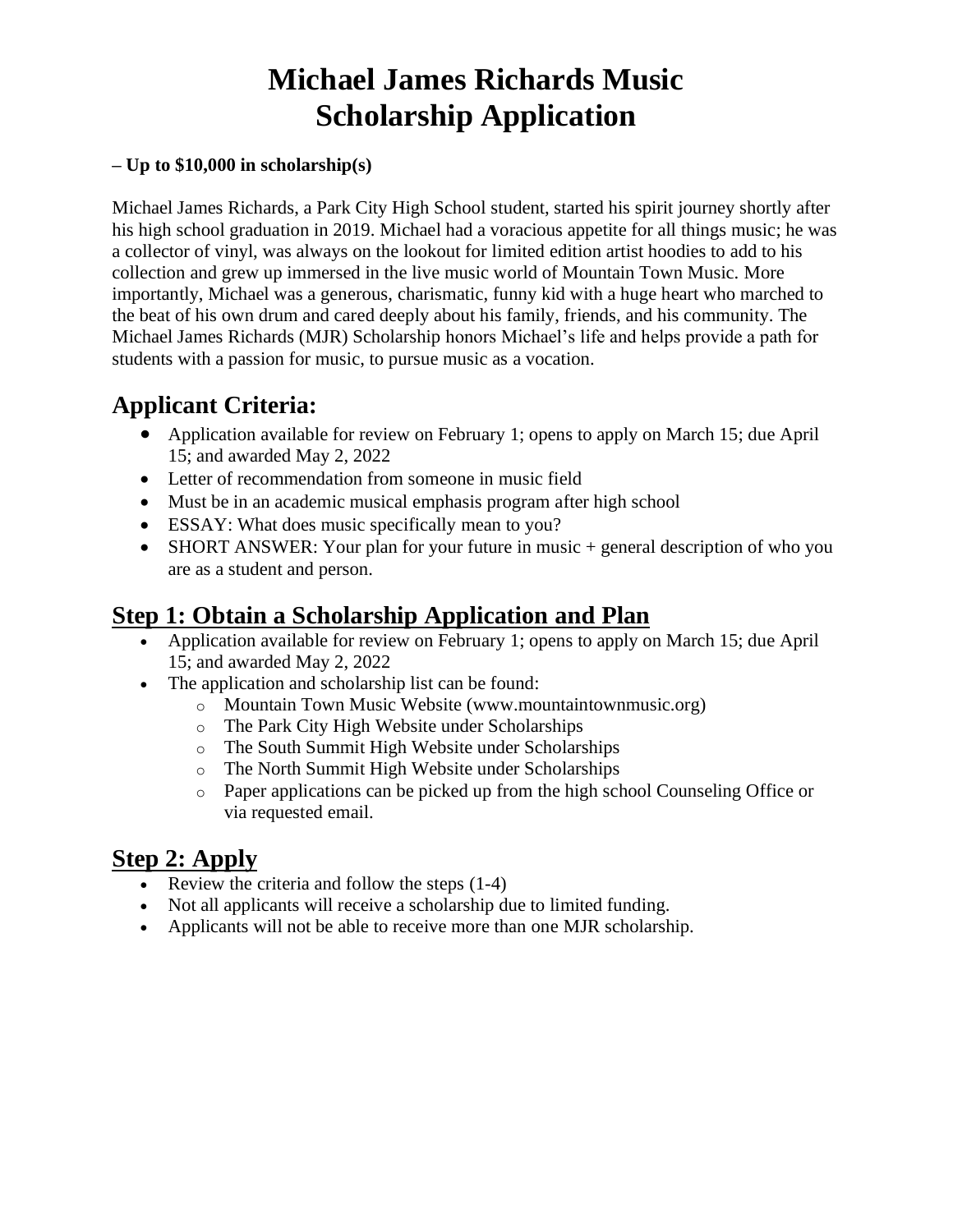# Michael James Richards Music
# Scholarship Application

**– Up to $10,000 in scholarship(s)**

Michael James Richards, a Park City High School student, started his spirit journey shortly after his high school graduation in 2019. Michael had a voracious appetite for all things music; he was a collector of vinyl, was always on the lookout for limited edition artist hoodies to add to his collection and grew up immersed in the live music world of Mountain Town Music. More importantly, Michael was a generous, charismatic, funny kid with a huge heart who marched to the beat of his own drum and cared deeply about his family, friends, and his community. The Michael James Richards (MJR) Scholarship honors Michael's life and helps provide a path for students with a passion for music, to pursue music as a vocation.

## Applicant Criteria:

- Application available for review on February 1; opens to apply on March 15; due April 15; and awarded May 2, 2022
- Letter of recommendation from someone in music field
- Must be in an academic musical emphasis program after high school
- ESSAY: What does music specifically mean to you?
- SHORT ANSWER: Your plan for your future in music + general description of who you are as a student and person.

## Step 1: Obtain a Scholarship Application and Plan

- Application available for review on February 1; opens to apply on March 15; due April 15; and awarded May 2, 2022
- The application and scholarship list can be found:
  - Mountain Town Music Website (www.mountaintownmusic.org)
  - The Park City High Website under Scholarships
  - The South Summit High Website under Scholarships
  - The North Summit High Website under Scholarships
  - Paper applications can be picked up from the high school Counseling Office or via requested email.

## Step 2: Apply

- Review the criteria and follow the steps (1-4)
- Not all applicants will receive a scholarship due to limited funding.
- Applicants will not be able to receive more than one MJR scholarship.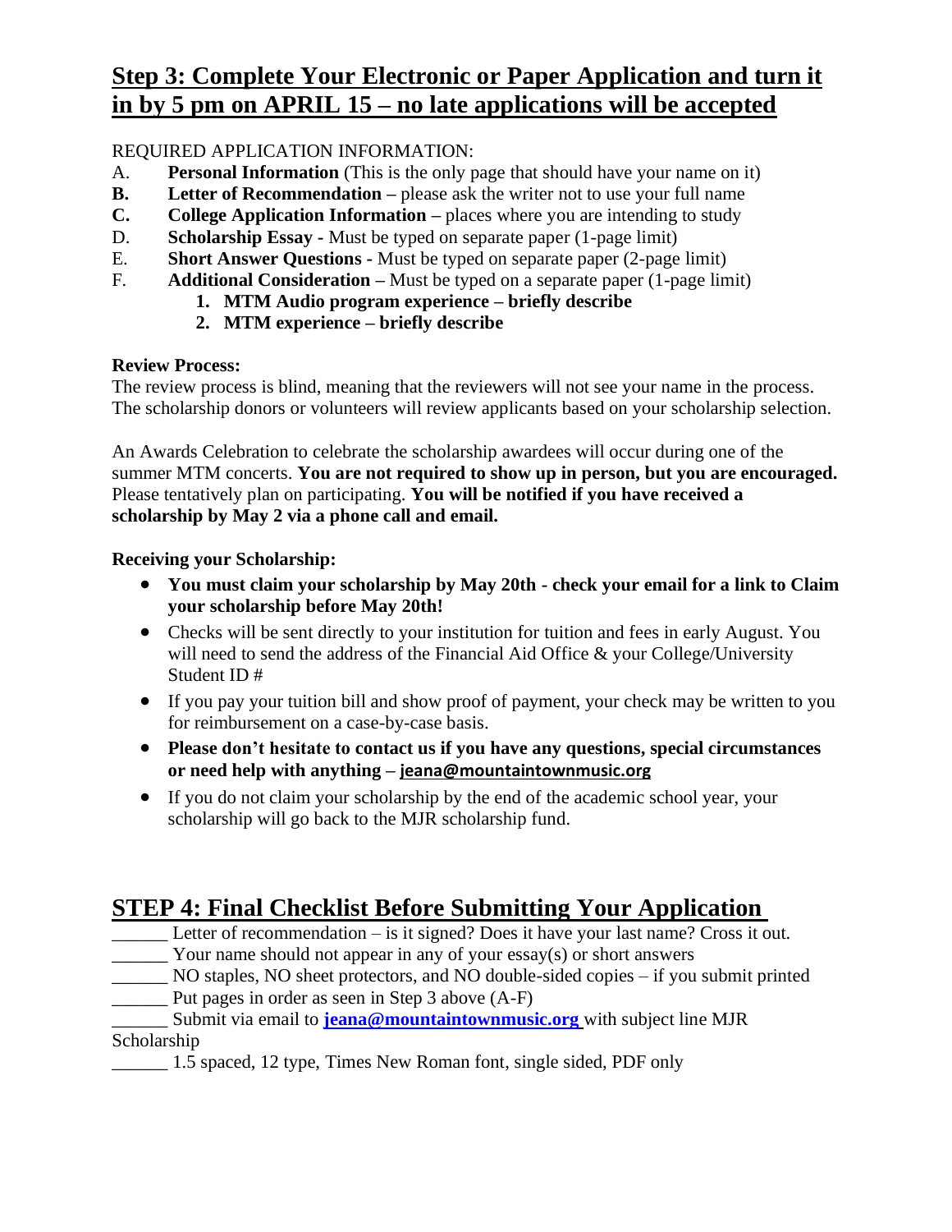## Step 3: Complete Your Electronic or Paper Application and turn it in by 5 pm on APRIL 15 – no late applications will be accepted

REQUIRED APPLICATION INFORMATION:

A. **Personal Information** (This is the only page that should have your name on it)
**B.** **Letter of Recommendation** – please ask the writer not to use your full name
**C.** **College Application Information** – places where you are intending to study
D. **Scholarship Essay** - Must be typed on separate paper (1-page limit)
E. **Short Answer Questions** - Must be typed on separate paper (2-page limit)
F. **Additional Consideration** – Must be typed on a separate paper (1-page limit)
   1. **MTM Audio program experience – briefly describe**
   2. **MTM experience – briefly describe**

**Review Process:**
The review process is blind, meaning that the reviewers will not see your name in the process. The scholarship donors or volunteers will review applicants based on your scholarship selection.

An Awards Celebration to celebrate the scholarship awardees will occur during one of the summer MTM concerts. **You are not required to show up in person, but you are encouraged.** Please tentatively plan on participating. **You will be notified if you have received a scholarship by May 2 via a phone call and email.**

**Receiving your Scholarship:**

- **You must claim your scholarship by May 20th - check your email for a link to Claim your scholarship before May 20th!**
- Checks will be sent directly to your institution for tuition and fees in early August. You will need to send the address of the Financial Aid Office & your College/University Student ID #
- If you pay your tuition bill and show proof of payment, your check may be written to you for reimbursement on a case-by-case basis.
- **Please don't hesitate to contact us if you have any questions, special circumstances or need help with anything – jeana@mountaintownmusic.org**
- If you do not claim your scholarship by the end of the academic school year, your scholarship will go back to the MJR scholarship fund.

## STEP 4: Final Checklist Before Submitting Your Application

______ Letter of recommendation – is it signed? Does it have your last name? Cross it out.
______ Your name should not appear in any of your essay(s) or short answers
______ NO staples, NO sheet protectors, and NO double-sided copies – if you submit printed
______ Put pages in order as seen in Step 3 above (A-F)
______ Submit via email to **jeana@mountaintownmusic.org** with subject line MJR Scholarship
______ 1.5 spaced, 12 type, Times New Roman font, single sided, PDF only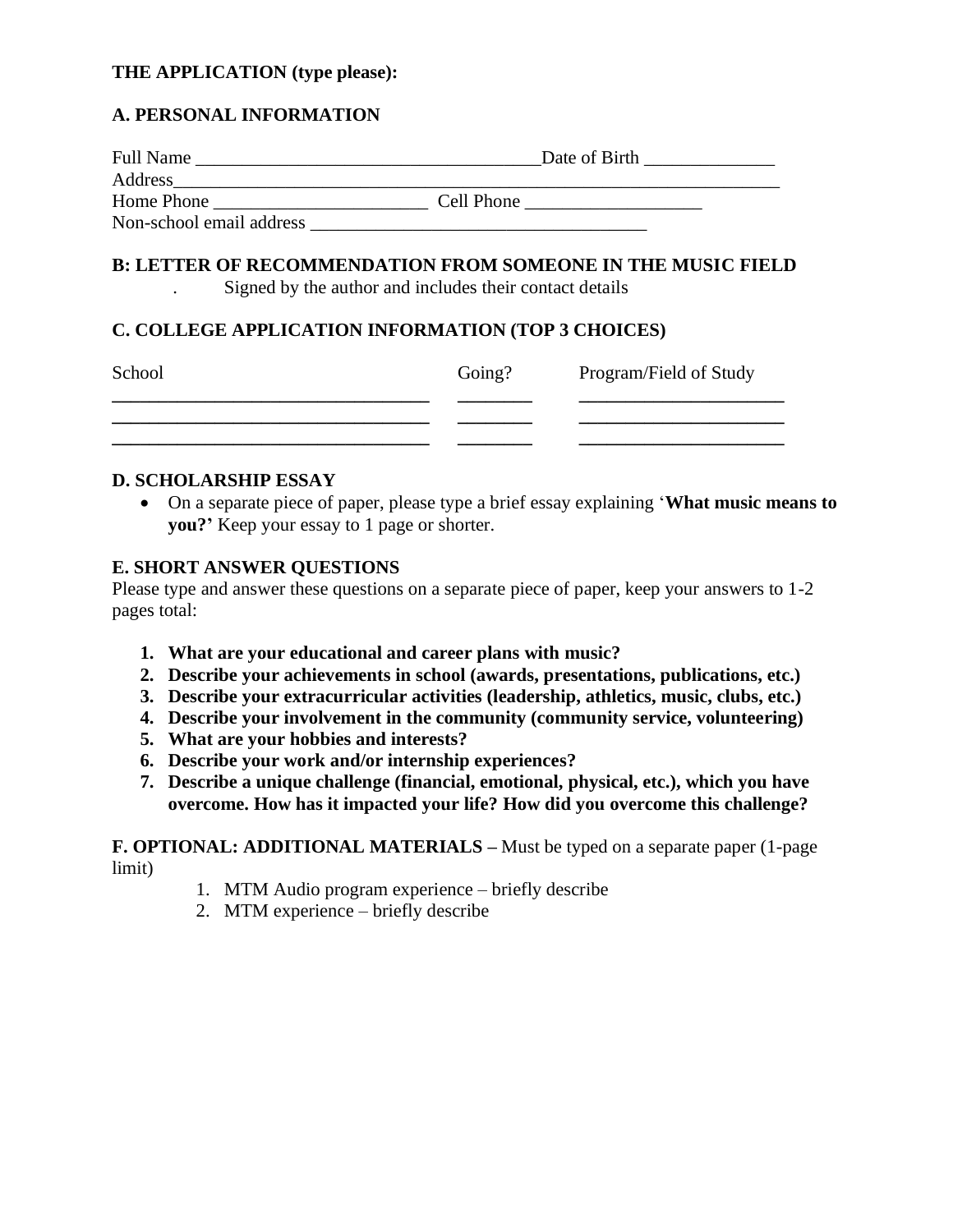**THE APPLICATION (type please):**

**A. PERSONAL INFORMATION**

Full Name _____________________________________Date of Birth ______________
Address__________________________________________________________________
Home Phone _______________________ Cell Phone ___________________
Non-school email address _____________________________________

**B: LETTER OF RECOMMENDATION FROM SOMEONE IN THE MUSIC FIELD**

. Signed by the author and includes their contact details

**C. COLLEGE APPLICATION INFORMATION (TOP 3 CHOICES)**

| School | Going? | Program/Field of Study |
| --- | --- | --- |
| | | |
| | | |
| | | |

**D. SCHOLARSHIP ESSAY**

- On a separate piece of paper, please type a brief essay explaining '**What music means to you?'** Keep your essay to 1 page or shorter.

**E. SHORT ANSWER QUESTIONS**

Please type and answer these questions on a separate piece of paper, keep your answers to 1-2 pages total:

1. **What are your educational and career plans with music?**
2. **Describe your achievements in school (awards, presentations, publications, etc.)**
3. **Describe your extracurricular activities (leadership, athletics, music, clubs, etc.)**
4. **Describe your involvement in the community (community service, volunteering)**
5. **What are your hobbies and interests?**
6. **Describe your work and/or internship experiences?**
7. **Describe a unique challenge (financial, emotional, physical, etc.), which you have overcome. How has it impacted your life? How did you overcome this challenge?**

**F. OPTIONAL: ADDITIONAL MATERIALS –** Must be typed on a separate paper (1-page limit)

1. MTM Audio program experience – briefly describe
2. MTM experience – briefly describe